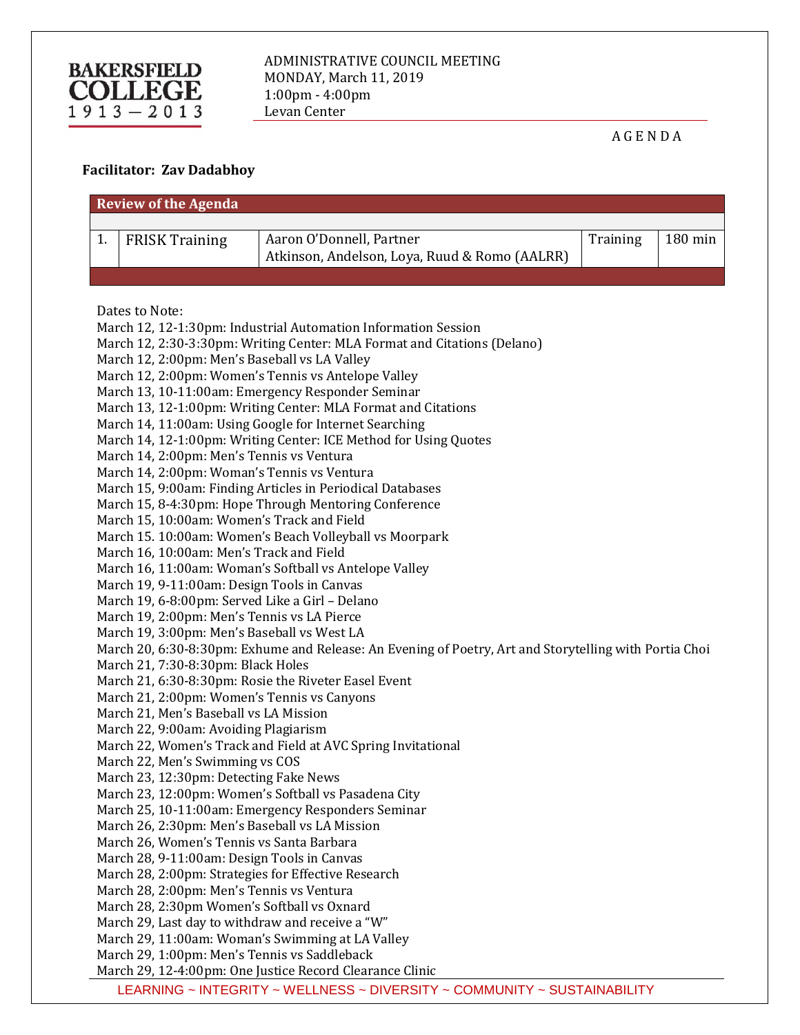BAKERSFIELD COLLEGE
1913 — 2013

ADMINISTRATIVE COUNCIL MEETING
MONDAY, March 11, 2019
1:00pm - 4:00pm
Levan Center

A G E N D A

**Facilitator: Zav Dadabhoy**

| Review of the Agenda | | | | |
|---|---|---|---|---|
| 1. | FRISK Training | Aaron O'Donnell, Partner<br>Atkinson, Andelson, Loya, Ruud & Romo (AALRR) | Training | 180 min |

Dates to Note:
March 12, 12-1:30pm: Industrial Automation Information Session
March 12, 2:30-3:30pm: Writing Center: MLA Format and Citations (Delano)
March 12, 2:00pm: Men's Baseball vs LA Valley
March 12, 2:00pm: Women's Tennis vs Antelope Valley
March 13, 10-11:00am: Emergency Responder Seminar
March 13, 12-1:00pm: Writing Center: MLA Format and Citations
March 14, 11:00am: Using Google for Internet Searching
March 14, 12-1:00pm: Writing Center: ICE Method for Using Quotes
March 14, 2:00pm: Men's Tennis vs Ventura
March 14, 2:00pm: Woman's Tennis vs Ventura
March 15, 9:00am: Finding Articles in Periodical Databases
March 15, 8-4:30pm: Hope Through Mentoring Conference
March 15, 10:00am: Women's Track and Field
March 15. 10:00am: Women's Beach Volleyball vs Moorpark
March 16, 10:00am: Men's Track and Field
March 16, 11:00am: Woman's Softball vs Antelope Valley
March 19, 9-11:00am: Design Tools in Canvas
March 19, 6-8:00pm: Served Like a Girl – Delano
March 19, 2:00pm: Men's Tennis vs LA Pierce
March 19, 3:00pm: Men's Baseball vs West LA
March 20, 6:30-8:30pm: Exhume and Release: An Evening of Poetry, Art and Storytelling with Portia Choi
March 21, 7:30-8:30pm: Black Holes
March 21, 6:30-8:30pm: Rosie the Riveter Easel Event
March 21, 2:00pm: Women's Tennis vs Canyons
March 21, Men's Baseball vs LA Mission
March 22, 9:00am: Avoiding Plagiarism
March 22, Women's Track and Field at AVC Spring Invitational
March 22, Men's Swimming vs COS
March 23, 12:30pm: Detecting Fake News
March 23, 12:00pm: Women's Softball vs Pasadena City
March 25, 10-11:00am: Emergency Responders Seminar
March 26, 2:30pm: Men's Baseball vs LA Mission
March 26, Women's Tennis vs Santa Barbara
March 28, 9-11:00am: Design Tools in Canvas
March 28, 2:00pm: Strategies for Effective Research
March 28, 2:00pm: Men's Tennis vs Ventura
March 28, 2:30pm Women's Softball vs Oxnard
March 29, Last day to withdraw and receive a "W"
March 29, 11:00am: Woman's Swimming at LA Valley
March 29, 1:00pm: Men's Tennis vs Saddleback
March 29, 12-4:00pm: One Justice Record Clearance Clinic

LEARNING ~ INTEGRITY ~ WELLNESS ~ DIVERSITY ~ COMMUNITY ~ SUSTAINABILITY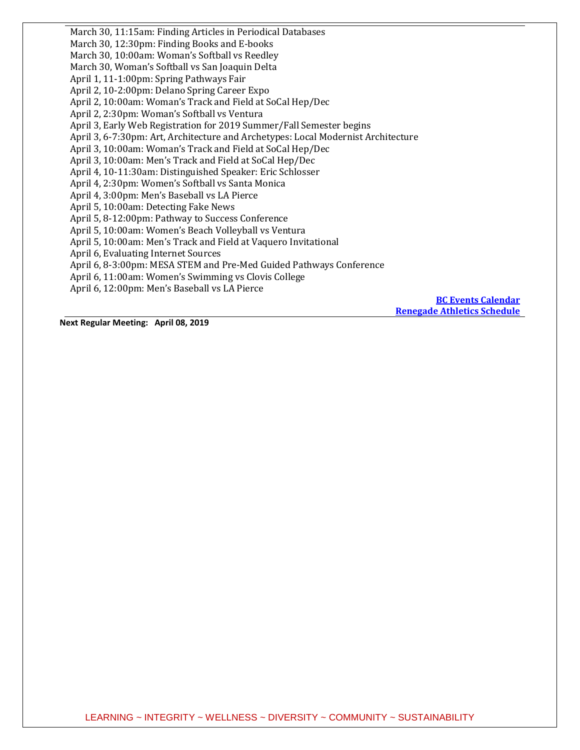March 30, 11:15am: Finding Articles in Periodical Databases
March 30, 12:30pm: Finding Books and E-books
March 30, 10:00am: Woman's Softball vs Reedley
March 30, Woman's Softball vs San Joaquin Delta
April 1, 11-1:00pm: Spring Pathways Fair
April 2, 10-2:00pm: Delano Spring Career Expo
April 2, 10:00am: Woman's Track and Field at SoCal Hep/Dec
April 2, 2:30pm: Woman's Softball vs Ventura
April 3, Early Web Registration for 2019 Summer/Fall Semester begins
April 3, 6-7:30pm: Art, Architecture and Archetypes: Local Modernist Architecture
April 3, 10:00am: Woman's Track and Field at SoCal Hep/Dec
April 3, 10:00am: Men's Track and Field at SoCal Hep/Dec
April 4, 10-11:30am: Distinguished Speaker: Eric Schlosser
April 4, 2:30pm: Women's Softball vs Santa Monica
April 4, 3:00pm: Men's Baseball vs LA Pierce
April 5, 10:00am: Detecting Fake News
April 5, 8-12:00pm: Pathway to Success Conference
April 5, 10:00am: Women's Beach Volleyball vs Ventura
April 5, 10:00am: Men's Track and Field at Vaquero Invitational
April 6, Evaluating Internet Sources
April 6, 8-3:00pm: MESA STEM and Pre-Med Guided Pathways Conference
April 6, 11:00am: Women's Swimming vs Clovis College
April 6, 12:00pm: Men's Baseball vs LA Pierce

**BC Events Calendar**
**Renegade Athletics Schedule**

**Next Regular Meeting: April 08, 2019**

LEARNING ~ INTEGRITY ~ WELLNESS ~ DIVERSITY ~ COMMUNITY ~ SUSTAINABILITY